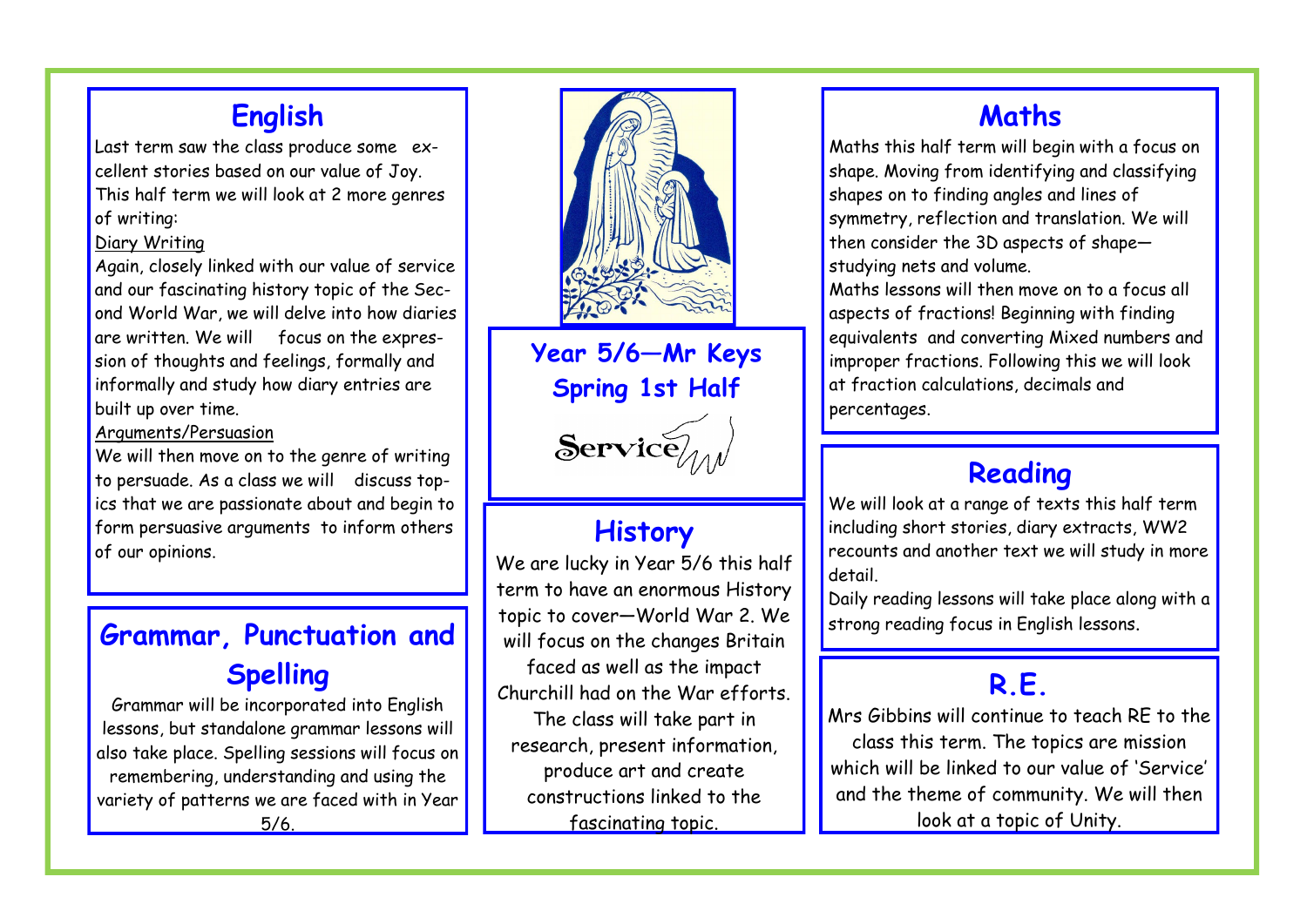# Year 5/6—Mr Keys
## Spring 1st Half

Service

## English

Last term saw the class produce some excellent stories based on our value of Joy. This half term we will look at 2 more genres of writing:

Diary Writing

Again, closely linked with our value of service and our fascinating history topic of the Second World War, we will delve into how diaries are written. We will focus on the expression of thoughts and feelings, formally and informally and study how diary entries are built up over time.

Arguments/Persuasion

We will then move on to the genre of writing to persuade. As a class we will discuss topics that we are passionate about and begin to form persuasive arguments to inform others of our opinions.

## Grammar, Punctuation and Spelling

Grammar will be incorporated into English lessons, but standalone grammar lessons will also take place. Spelling sessions will focus on remembering, understanding and using the variety of patterns we are faced with in Year 5/6.

## History

We are lucky in Year 5/6 this half term to have an enormous History topic to cover—World War 2. We will focus on the changes Britain faced as well as the impact Churchill had on the War efforts. The class will take part in research, present information, produce art and create constructions linked to the fascinating topic.

## Maths

Maths this half term will begin with a focus on shape. Moving from identifying and classifying shapes on to finding angles and lines of symmetry, reflection and translation. We will then consider the 3D aspects of shape—studying nets and volume.

Maths lessons will then move on to a focus all aspects of fractions! Beginning with finding equivalents and converting Mixed numbers and improper fractions. Following this we will look at fraction calculations, decimals and percentages.

## Reading

We will look at a range of texts this half term including short stories, diary extracts, WW2 recounts and another text we will study in more detail.

Daily reading lessons will take place along with a strong reading focus in English lessons.

## R.E.

Mrs Gibbins will continue to teach RE to the class this term. The topics are mission which will be linked to our value of 'Service' and the theme of community. We will then look at a topic of Unity.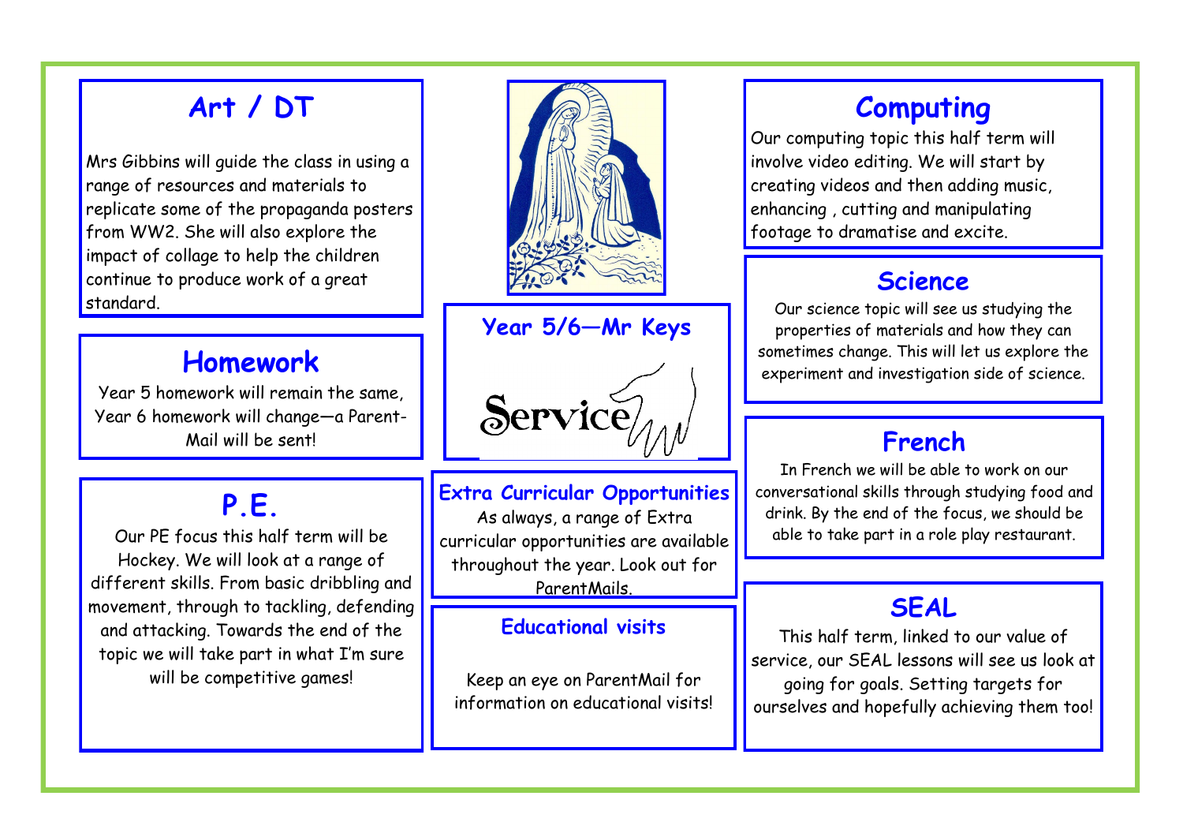## Art / DT

Mrs Gibbins will guide the class in using a range of resources and materials to replicate some of the propaganda posters from WW2. She will also explore the impact of collage to help the children continue to produce work of a great standard.

## Homework

Year 5 homework will remain the same, Year 6 homework will change—a Parent-Mail will be sent!

## P.E.

Our PE focus this half term will be Hockey. We will look at a range of different skills. From basic dribbling and movement, through to tackling, defending and attacking. Towards the end of the topic we will take part in what I'm sure will be competitive games!

## Year 5/6—Mr Keys

Service

### Extra Curricular Opportunities

As always, a range of Extra curricular opportunities are available throughout the year. Look out for ParentMails.

### Educational visits

Keep an eye on ParentMail for information on educational visits!

## Computing

Our computing topic this half term will involve video editing. We will start by creating videos and then adding music, enhancing , cutting and manipulating footage to dramatise and excite.

## Science

Our science topic will see us studying the properties of materials and how they can sometimes change. This will let us explore the experiment and investigation side of science.

## French

In French we will be able to work on our conversational skills through studying food and drink. By the end of the focus, we should be able to take part in a role play restaurant.

## SEAL

This half term, linked to our value of service, our SEAL lessons will see us look at going for goals. Setting targets for ourselves and hopefully achieving them too!